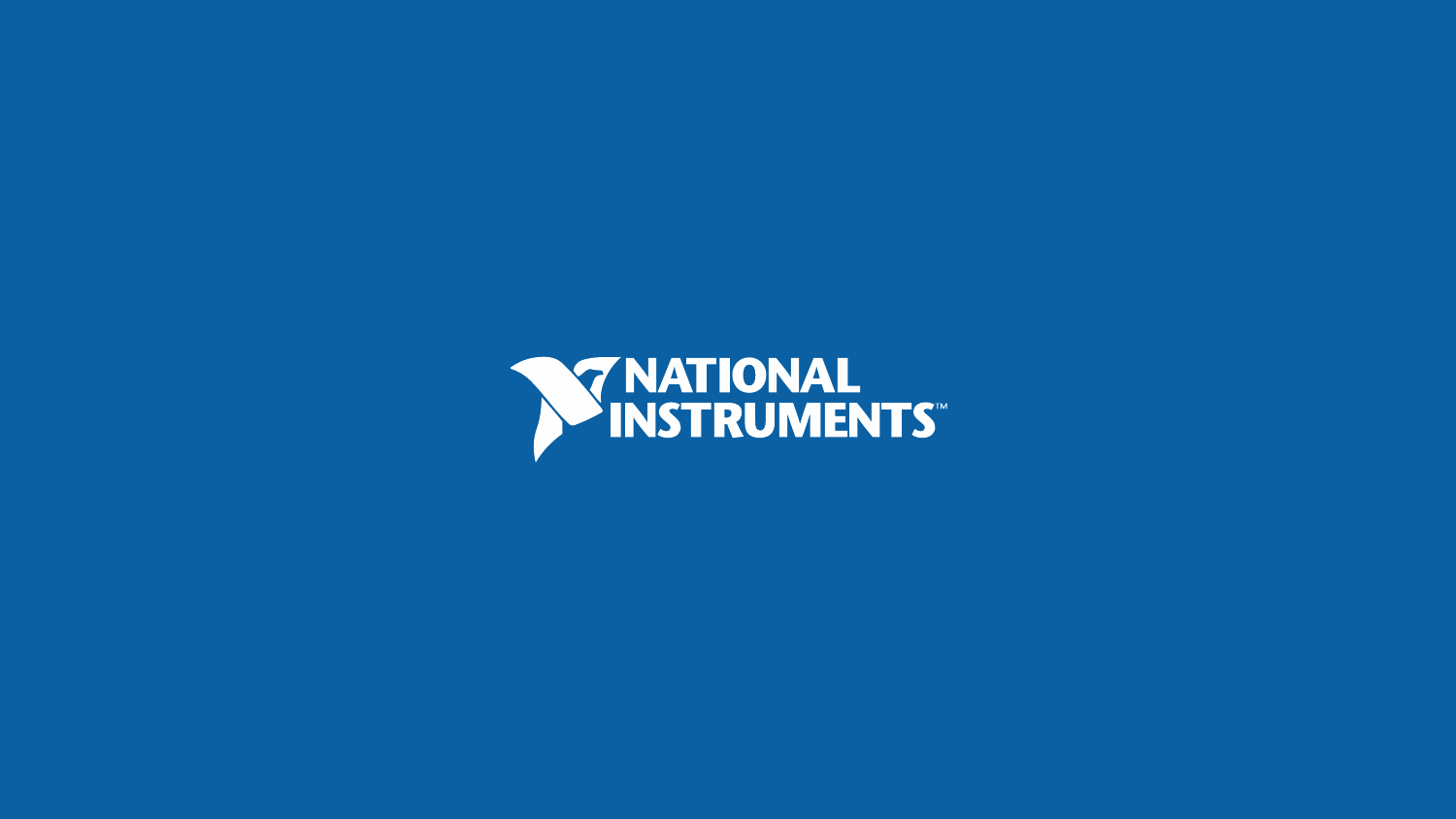NATIONAL INSTRUMENTS™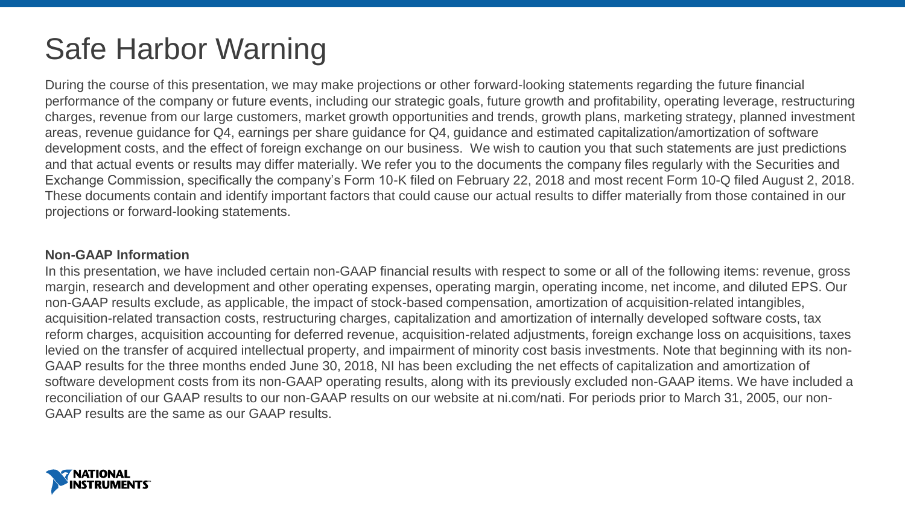# Safe Harbor Warning

During the course of this presentation, we may make projections or other forward-looking statements regarding the future financial performance of the company or future events, including our strategic goals, future growth and profitability, operating leverage, restructuring charges, revenue from our large customers, market growth opportunities and trends, growth plans, marketing strategy, planned investment areas, revenue guidance for Q4, earnings per share guidance for Q4, guidance and estimated capitalization/amortization of software development costs, and the effect of foreign exchange on our business. We wish to caution you that such statements are just predictions and that actual events or results may differ materially. We refer you to the documents the company files regularly with the Securities and Exchange Commission, specifically the company's Form 10-K filed on February 22, 2018 and most recent Form 10-Q filed August 2, 2018. These documents contain and identify important factors that could cause our actual results to differ materially from those contained in our projections or forward-looking statements.

**Non-GAAP Information**

In this presentation, we have included certain non-GAAP financial results with respect to some or all of the following items: revenue, gross margin, research and development and other operating expenses, operating margin, operating income, net income, and diluted EPS. Our non-GAAP results exclude, as applicable, the impact of stock-based compensation, amortization of acquisition-related intangibles, acquisition-related transaction costs, restructuring charges, capitalization and amortization of internally developed software costs, tax reform charges, acquisition accounting for deferred revenue, acquisition-related adjustments, foreign exchange loss on acquisitions, taxes levied on the transfer of acquired intellectual property, and impairment of minority cost basis investments. Note that beginning with its non-GAAP results for the three months ended June 30, 2018, NI has been excluding the net effects of capitalization and amortization of software development costs from its non-GAAP operating results, along with its previously excluded non-GAAP items. We have included a reconciliation of our GAAP results to our non-GAAP results on our website at ni.com/nati. For periods prior to March 31, 2005, our non-GAAP results are the same as our GAAP results.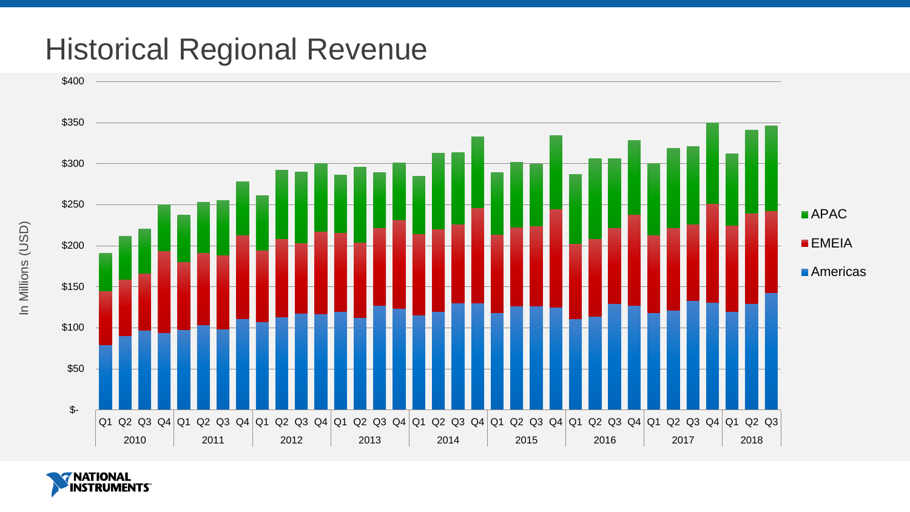# Historical Regional Revenue

In Millions (USD)

$400
$350
$300
$250
$200
$150
$100
$50
$-

Q1 Q2 Q3 Q4 | Q1 Q2 Q3 Q4 | Q1 Q2 Q3 Q4 | Q1 Q2 Q3 Q4 | Q1 Q2 Q3 Q4 | Q1 Q2 Q3 Q4 | Q1 Q2 Q3 Q4 | Q1 Q2 Q3 Q4 | Q1 Q2 Q3

2010 | 2011 | 2012 | 2013 | 2014 | 2015 | 2016 | 2017 | 2018

- APAC
- EMEIA
- Americas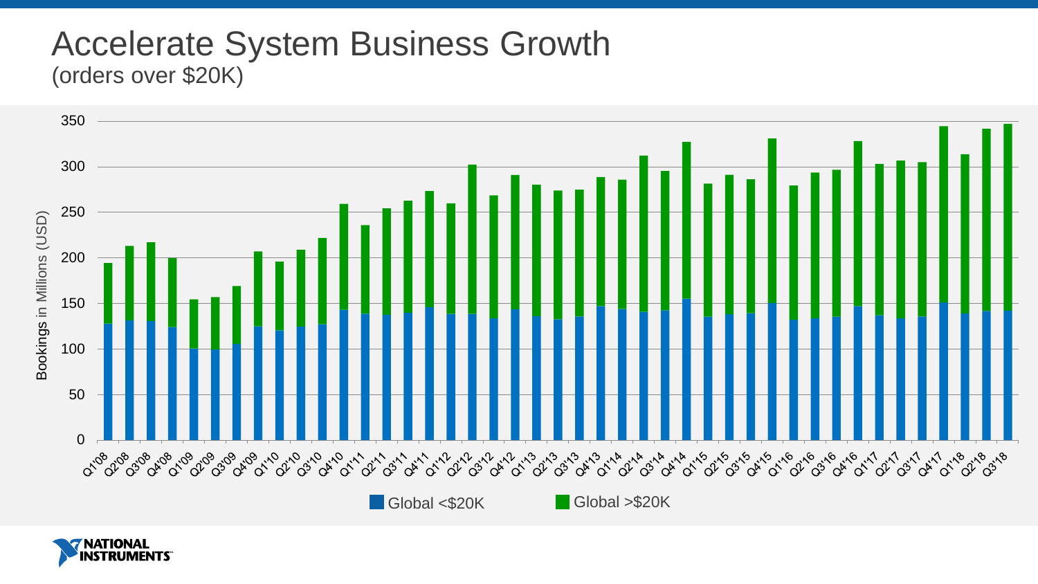# Accelerate System Business Growth

(orders over $20K)

Bookings in Millions (USD)

Global <$20K    Global >$20K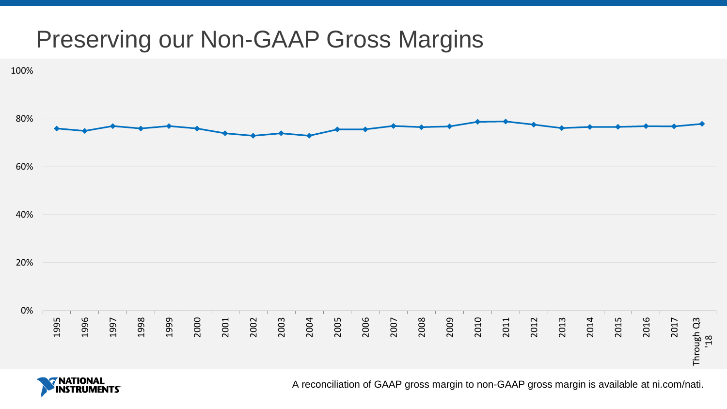# Preserving our Non-GAAP Gross Margins

100%

80%

60%

40%

20%

0%

1995 1996 1997 1998 1999 2000 2001 2002 2003 2004 2005 2006 2007 2008 2009 2010 2011 2012 2013 2014 2015 2016 2017 Through Q3 '18

A reconciliation of GAAP gross margin to non-GAAP gross margin is available at ni.com/nati.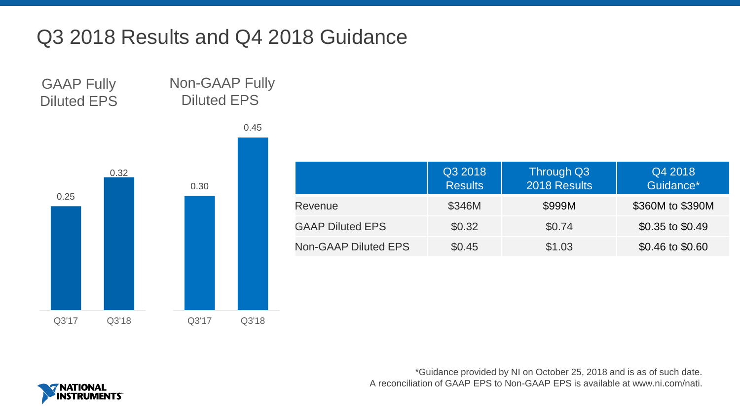# Q3 2018 Results and Q4 2018 Guidance

**GAAP Fully Diluted EPS**

| | Q3'17 | Q3'18 |
|---|---|---|
| GAAP Fully Diluted EPS | 0.25 | 0.32 |

**Non-GAAP Fully Diluted EPS**

| | Q3'17 | Q3'18 |
|---|---|---|
| Non-GAAP Fully Diluted EPS | 0.30 | 0.45 |

| | Q3 2018 Results | Through Q3 2018 Results | Q4 2018 Guidance* |
|---|---|---|---|
| Revenue | $346M | $999M | $360M to $390M |
| GAAP Diluted EPS | $0.32 | $0.74 | $0.35 to $0.49 |
| Non-GAAP Diluted EPS | $0.45 | $1.03 | $0.46 to $0.60 |

*Guidance provided by NI on October 25, 2018 and is as of such date.
A reconciliation of GAAP EPS to Non-GAAP EPS is available at www.ni.com/nati.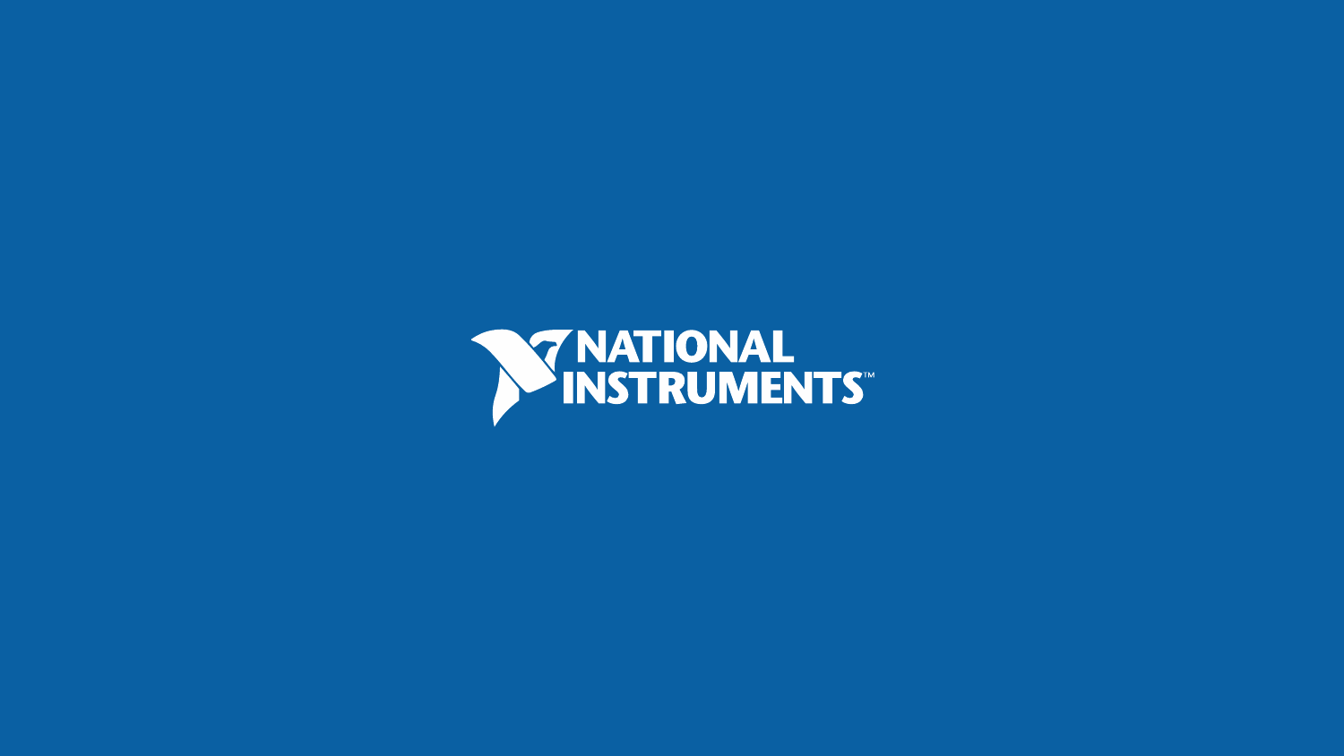NATIONAL INSTRUMENTS™